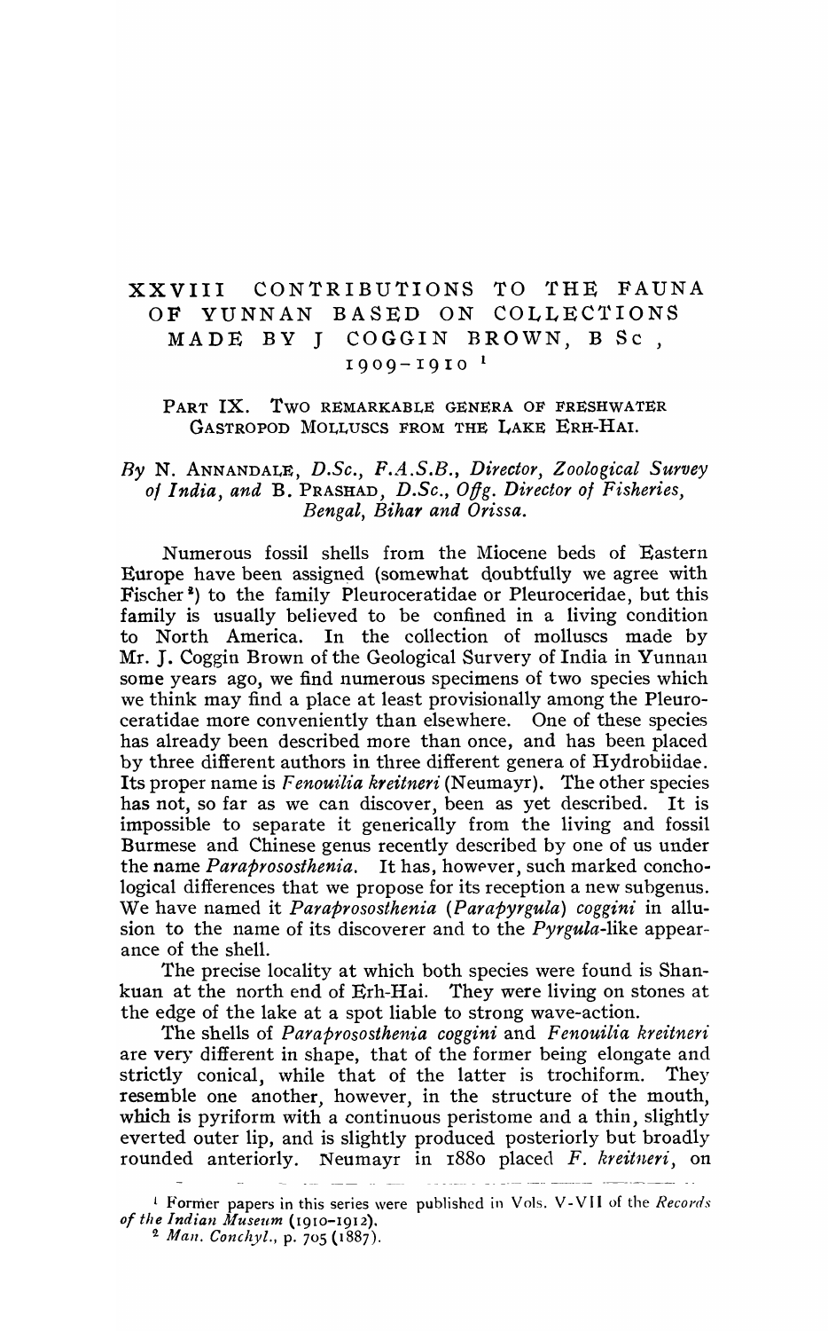# XXVIII CONTRIBUTIONS TO THE FAUNA OF YUNNAN BASED ON COLLECTIONS MADE BY J COGGIN BROWN, B Sc, 1909–1910 [1]

## PART IX. TWO REMARKABLE GENERA OF FRESHWATER GASTROPOD MOLLUSCS FROM THE LAKE ERH-HAI.

*By* N. ANNANDALE, *D.Sc., F.A.S.B., Director, Zoological Survey of India, and* B. PRASHAD, *D.Sc., Offg. Director of Fisheries, Bengal, Bihar and Orissa.*

Numerous fossil shells from the Miocene beds of Eastern Europe have been assigned (somewhat doubtfully we agree with Fischer [2]) to the family Pleuroceratidae or Pleuroceridae, but this family is usually believed to be confined in a living condition to North America. In the collection of molluscs made by Mr. J. Coggin Brown of the Geological Survey of India in Yunnan some years ago, we find numerous specimens of two species which we think may find a place at least provisionally among the Pleuroceratidae more conveniently than elsewhere. One of these species has already been described more than once, and has been placed by three different authors in three different genera of Hydrobiidae. Its proper name is *Fenouilia kreitneri* (Neumayr). The other species has not, so far as we can discover, been as yet described. It is impossible to separate it generically from the living and fossil Burmese and Chinese genus recently described by one of us under the name *Paraprososthenia*. It has, however, such marked conchological differences that we propose for its reception a new subgenus. We have named it *Paraprososthenia (Parapyrgula) coggini* in allusion to the name of its discoverer and to the *Pyrgula*-like appearance of the shell.

The precise locality at which both species were found is Shankuan at the north end of Erh-Hai. They were living on stones at the edge of the lake at a spot liable to strong wave-action.

The shells of *Paraprososthenia coggini* and *Fenouilia kreitneri* are very different in shape, that of the former being elongate and strictly conical, while that of the latter is trochiform. They resemble one another, however, in the structure of the mouth, which is pyriform with a continuous peristome and a thin, slightly everted outer lip, and is slightly produced posteriorly but broadly rounded anteriorly. Neumayr in 1880 placed *F. kreitneri*, on

---

[1] Former papers in this series were published in Vols. V-VII of the *Records of the Indian Museum* (1910-1912).

[2] *Man. Conchyl.*, p. 705 (1887).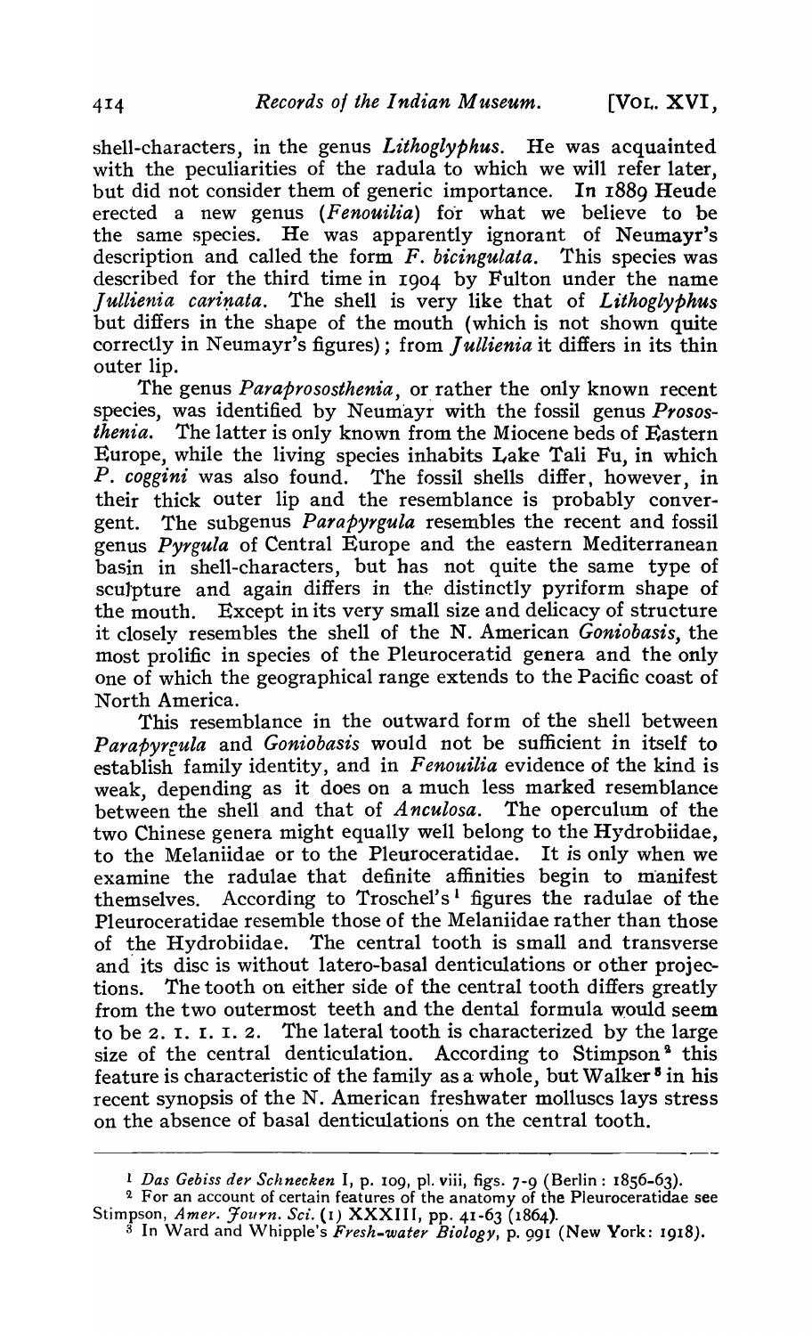shell-characters, in the genus *Lithoglyphus*. He was acquainted with the peculiarities of the radula to which we will refer later, but did not consider them of generic importance. In 1889 Heude erected a new genus (*Fenouilia*) for what we believe to be the same species. He was apparently ignorant of Neumayr's description and called the form *F. bicingulata*. This species was described for the third time in 1904 by Fulton under the name *Jullienia carinata*. The shell is very like that of *Lithoglyphus* but differs in the shape of the mouth (which is not shown quite correctly in Neumayr's figures); from *Jullienia* it differs in its thin outer lip.

The genus *Paraprososthenia*, or rather the only known recent species, was identified by Neumayr with the fossil genus *Prososthenia*. The latter is only known from the Miocene beds of Eastern Europe, while the living species inhabits Lake Tali Fu, in which *P. coggini* was also found. The fossil shells differ, however, in their thick outer lip and the resemblance is probably convergent. The subgenus *Parapyrgula* resembles the recent and fossil genus *Pyrgula* of Central Europe and the eastern Mediterranean basin in shell-characters, but has not quite the same type of sculpture and again differs in the distinctly pyriform shape of the mouth. Except in its very small size and delicacy of structure it closely resembles the shell of the N. American *Goniobasis*, the most prolific in species of the Pleuroceratid genera and the only one of which the geographical range extends to the Pacific coast of North America.

This resemblance in the outward form of the shell between *Parapyrgula* and *Goniobasis* would not be sufficient in itself to establish family identity, and in *Fenouilia* evidence of the kind is weak, depending as it does on a much less marked resemblance between the shell and that of *Anculosa*. The operculum of the two Chinese genera might equally well belong to the Hydrobiidae, to the Melaniidae or to the Pleuroceratidae. It is only when we examine the radulae that definite affinities begin to manifest themselves. According to Troschel's[1] figures the radulae of the Pleuroceratidae resemble those of the Melaniidae rather than those of the Hydrobiidae. The central tooth is small and transverse and its disc is without latero-basal denticulations or other projections. The tooth on either side of the central tooth differs greatly from the two outermost teeth and the dental formula would seem to be 2. 1. 1. 1. 2. The lateral tooth is characterized by the large size of the central denticulation. According to Stimpson[2] this feature is characteristic of the family as a whole, but Walker[3] in his recent synopsis of the N. American freshwater molluscs lays stress on the absence of basal denticulations on the central tooth.

---

[1] *Das Gebiss der Schnecken* I, p. 109, pl. viii, figs. 7-9 (Berlin: 1856-63).

[2] For an account of certain features of the anatomy of the Pleuroceratidae see Stimpson, *Amer. Journ. Sci.* (1) XXXIII, pp. 41-63 (1864).

[3] In Ward and Whipple's *Fresh-water Biology*, p. 991 (New York: 1918).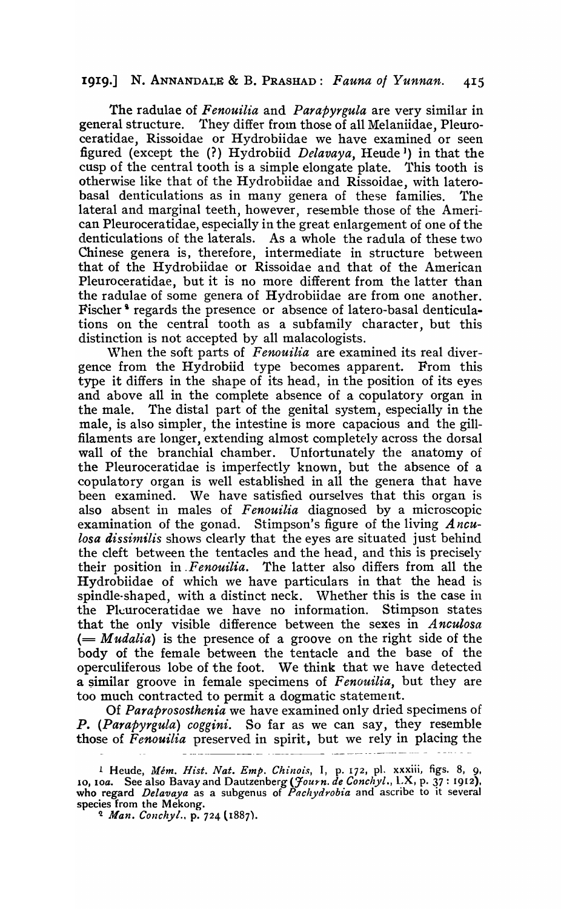The radulae of *Fenouilia* and *Parapyrgula* are very similar in general structure. They differ from those of all Melaniidae, Pleuroceratidae, Rissoidae or Hydrobiidae we have examined or seen figured (except the (?) Hydrobiid *Delavaya*, Heude[1]) in that the cusp of the central tooth is a simple elongate plate. This tooth is otherwise like that of the Hydrobiidae and Rissoidae, with latero-basal denticulations as in many genera of these families. The lateral and marginal teeth, however, resemble those of the American Pleuroceratidae, especially in the great enlargement of one of the denticulations of the laterals. As a whole the radula of these two Chinese genera is, therefore, intermediate in structure between that of the Hydrobiidae or Rissoidae and that of the American Pleuroceratidae, but it is no more different from the latter than the radulae of some genera of Hydrobiidae are from one another. Fischer[2] regards the presence or absence of latero-basal denticulations on the central tooth as a subfamily character, but this distinction is not accepted by all malacologists.

When the soft parts of *Fenouilia* are examined its real divergence from the Hydrobiid type becomes apparent. From this type it differs in the shape of its head, in the position of its eyes and above all in the complete absence of a copulatory organ in the male. The distal part of the genital system, especially in the male, is also simpler, the intestine is more capacious and the gill-filaments are longer, extending almost completely across the dorsal wall of the branchial chamber. Unfortunately the anatomy of the Pleuroceratidae is imperfectly known, but the absence of a copulatory organ is well established in all the genera that have been examined. We have satisfied ourselves that this organ is also absent in males of *Fenouilia* diagnosed by a microscopic examination of the gonad. Stimpson's figure of the living *Anculosa dissimilis* shows clearly that the eyes are situated just behind the cleft between the tentacles and the head, and this is precisely their position in *Fenouilia*. The latter also differs from all the Hydrobiidae of which we have particulars in that the head is spindle-shaped, with a distinct neck. Whether this is the case in the Pleuroceratidae we have no information. Stimpson states that the only visible difference between the sexes in *Anculosa* (= *Mudalia*) is the presence of a groove on the right side of the body of the female between the tentacle and the base of the operculiferous lobe of the foot. We think that we have detected a similar groove in female specimens of *Fenouilia*, but they are too much contracted to permit a dogmatic statement.

Of *Paraprososthenia* we have examined only dried specimens of *P.* (*Parapyrgula*) *coggini*. So far as we can say, they resemble those of *Fenouilia* preserved in spirit, but we rely in placing the

---

[1] Heude, *Mém. Hist. Nat. Emp. Chinois*, I, p. 172, pl. xxxiii, figs. 8, 9, 10, 10*a*. See also Bavay and Dautzenberg (*Journ. de Conchyl.*, LX, p. 37 : 1912), who regard *Delavaya* as a subgenus of *Pachydrobia* and ascribe to it several species from the Mekong.

[2] *Man. Conchyl.*, p. 724 (1887).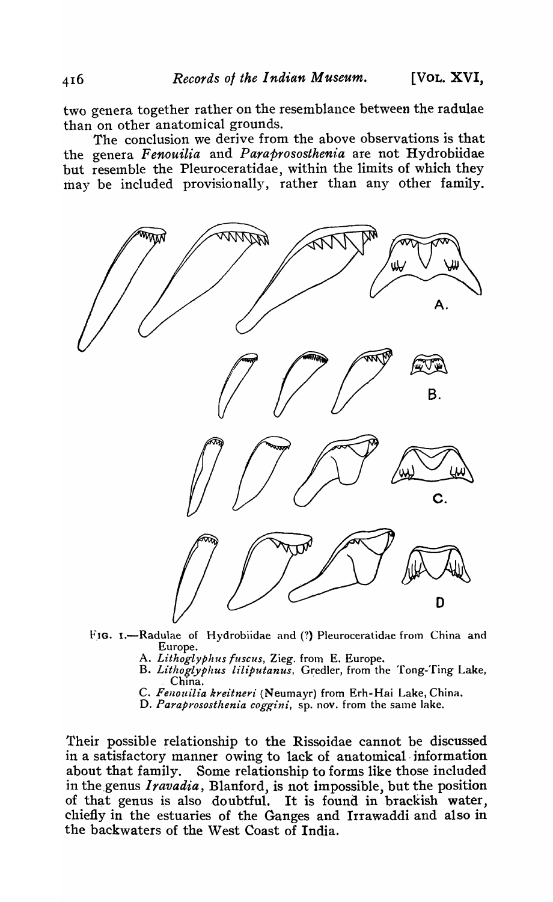two genera together rather on the resemblance between the radulae than on other anatomical grounds.

The conclusion we derive from the above observations is that the genera *Fenouilia* and *Paraprososthenia* are not Hydrobiidae but resemble the Pleuroceratidae, within the limits of which they may be included provisionally, rather than any other family.

FIG. 1.—Radulae of Hydrobiidae and (?) Pleuroceratidae from China and Europe.

A. *Lithoglyphus fuscus*, Zieg. from E. Europe.
B. *Lithoglyphus liliputanus*, Gredler, from the Tong-Ting Lake, China.
C. *Fenouilia kreitneri* (Neumayr) from Erh-Hai Lake, China.
D. *Paraprososthenia coggini*, sp. nov. from the same lake.

Their possible relationship to the Rissoidae cannot be discussed in a satisfactory manner owing to lack of anatomical information about that family. Some relationship to forms like those included in the genus *Iravadia*, Blanford, is not impossible, but the position of that genus is also doubtful. It is found in brackish water, chiefly in the estuaries of the Ganges and Irrawaddi and also in the backwaters of the West Coast of India.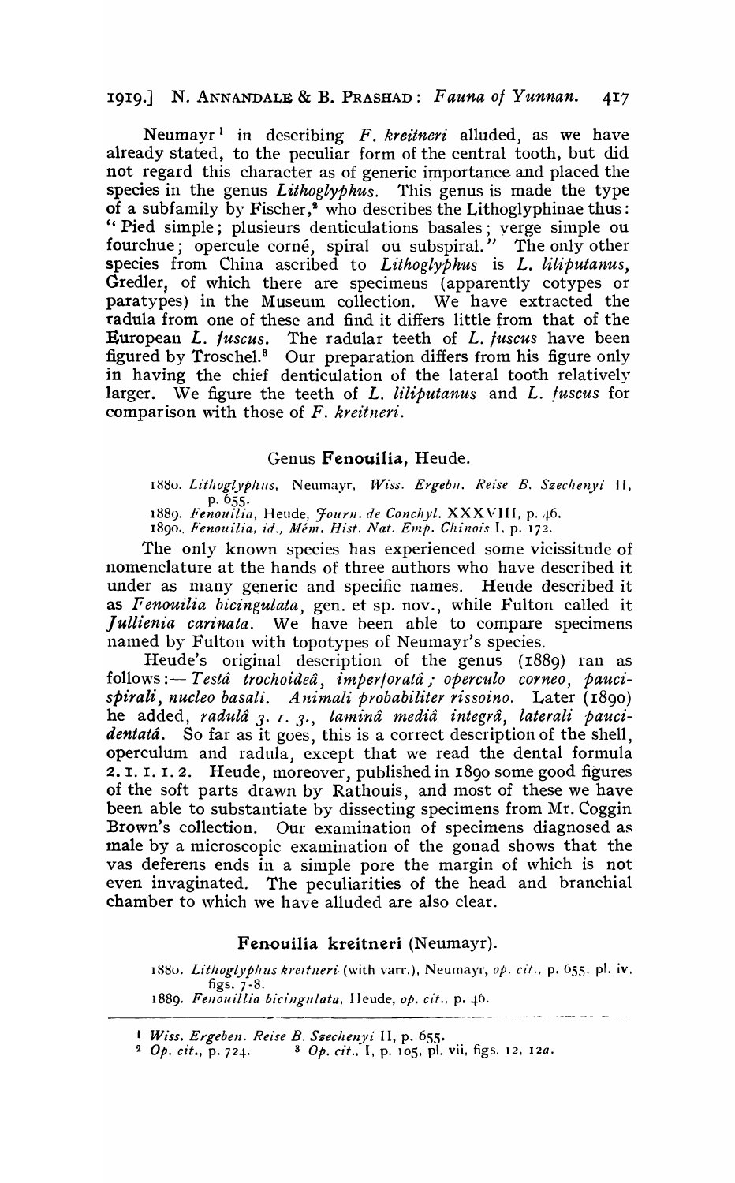Neumayr[1] in describing *F. kreitneri* alluded, as we have already stated, to the peculiar form of the central tooth, but did not regard this character as of generic importance and placed the species in the genus *Lithoglyphus*. This genus is made the type of a subfamily by Fischer,[2] who describes the Lithoglyphinae thus: "Pied simple; plusieurs denticulations basales; verge simple ou fourchue; opercule corné, spiral ou subspiral." The only other species from China ascribed to *Lithoglyphus* is *L. liliputanus*, Gredler, of which there are specimens (apparently cotypes or paratypes) in the Museum collection. We have extracted the radula from one of these and find it differs little from that of the European *L. fuscus*. The radular teeth of *L. fuscus* have been figured by Troschel.[3] Our preparation differs from his figure only in having the chief denticulation of the lateral tooth relatively larger. We figure the teeth of *L. liliputanus* and *L. fuscus* for comparison with those of *F. kreitneri*.

## Genus **Fenouilia**, Heude.

1880. *Lithoglyphus*, Neumayr, *Wiss. Ergebn. Reise B. Szechenyi* II, p. 655.
1889. *Fenouilia*, Heude, *Journ. de Conchyl.* XXXVIII, p. 46.
1890. *Fenouilia*, *id.*, *Mém. Hist. Nat. Emp. Chinois* I, p. 172.

The only known species has experienced some vicissitude of nomenclature at the hands of three authors who have described it under as many generic and specific names. Heude described it as *Fenouilia bicingulata*, gen. et sp. nov., while Fulton called it *Jullienia carinata*. We have been able to compare specimens named by Fulton with topotypes of Neumayr's species.

Heude's original description of the genus (1889) ran as follows:— *Testâ trochoideâ, imperforatâ; operculo corneo, paucispirali, nucleo basali. Animali probabiliter rissoino.* Later (1890) he added, *radulâ 3. 1. 3., laminâ mediâ integrâ, laterali paucidentatâ.* So far as it goes, this is a correct description of the shell, operculum and radula, except that we read the dental formula 2. 1. 1. 1. 2. Heude, moreover, published in 1890 some good figures of the soft parts drawn by Rathouis, and most of these we have been able to substantiate by dissecting specimens from Mr. Coggin Brown's collection. Our examination of specimens diagnosed as male by a microscopic examination of the gonad shows that the vas deferens ends in a simple pore the margin of which is not even invaginated. The peculiarities of the head and branchial chamber to which we have alluded are also clear.

### **Fenouilia kreitneri** (Neumayr).

1880. *Lithoglyphus kreitneri* (with varr.), Neumayr, *op. cit.*, p. 655, pl. iv, figs. 7-8.
1889. *Fenouillia bicingulata*, Heude, *op. cit.*, p. 46.

---

[1] *Wiss. Ergeben. Reise B. Szechenyi* II, p. 655.
[2] *Op. cit.*, p. 724.
[3] *Op. cit.*, I, p. 105, pl. vii, figs. 12, 12*a*.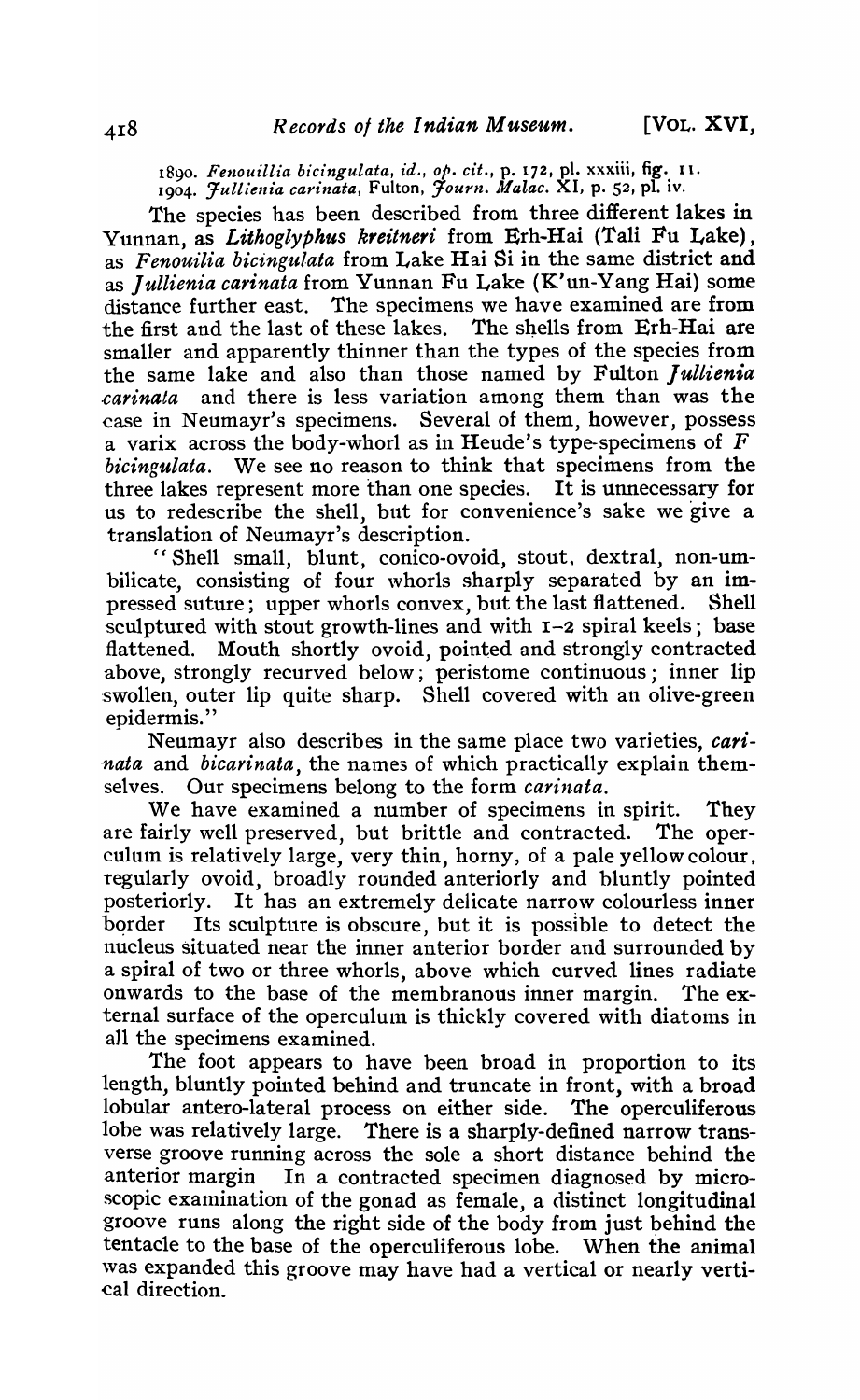1890. *Fenouillia bicingulata*, *id.*, *op. cit.*, p. 172, pl. xxxiii, fig. 11.
1904. *Jullienia carinata*, Fulton, *Journ. Malac.* XI, p. 52, pl. iv.

The species has been described from three different lakes in Yunnan, as *Lithoglyphus kreitneri* from Erh-Hai (Tali Fu Lake), as *Fenouilia bicingulata* from Lake Hai Si in the same district and as *Jullienia carinata* from Yunnan Fu Lake (K'un-Yang Hai) some distance further east. The specimens we have examined are from the first and the last of these lakes. The shells from Erh-Hai are smaller and apparently thinner than the types of the species from the same lake and also than those named by Fulton *Jullienia carinata* and there is less variation among them than was the case in Neumayr's specimens. Several of them, however, possess a varix across the body-whorl as in Heude's type-specimens of *F bicingulata*. We see no reason to think that specimens from the three lakes represent more than one species. It is unnecessary for us to redescribe the shell, but for convenience's sake we give a translation of Neumayr's description.

"Shell small, blunt, conico-ovoid, stout, dextral, non-umbilicate, consisting of four whorls sharply separated by an impressed suture; upper whorls convex, but the last flattened. Shell sculptured with stout growth-lines and with 1–2 spiral keels; base flattened. Mouth shortly ovoid, pointed and strongly contracted above, strongly recurved below; peristome continuous; inner lip swollen, outer lip quite sharp. Shell covered with an olive-green epidermis."

Neumayr also describes in the same place two varieties, *carinata* and *bicarinata*, the names of which practically explain themselves. Our specimens belong to the form *carinata*.

We have examined a number of specimens in spirit. They are fairly well preserved, but brittle and contracted. The operculum is relatively large, very thin, horny, of a pale yellow colour, regularly ovoid, broadly rounded anteriorly and bluntly pointed posteriorly. It has an extremely delicate narrow colourless inner border Its sculpture is obscure, but it is possible to detect the nucleus situated near the inner anterior border and surrounded by a spiral of two or three whorls, above which curved lines radiate onwards to the base of the membranous inner margin. The external surface of the operculum is thickly covered with diatoms in all the specimens examined.

The foot appears to have been broad in proportion to its length, bluntly pointed behind and truncate in front, with a broad lobular antero-lateral process on either side. The operculiferous lobe was relatively large. There is a sharply-defined narrow transverse groove running across the sole a short distance behind the anterior margin In a contracted specimen diagnosed by microscopic examination of the gonad as female, a distinct longitudinal groove runs along the right side of the body from just behind the tentacle to the base of the operculiferous lobe. When the animal was expanded this groove may have had a vertical or nearly vertical direction.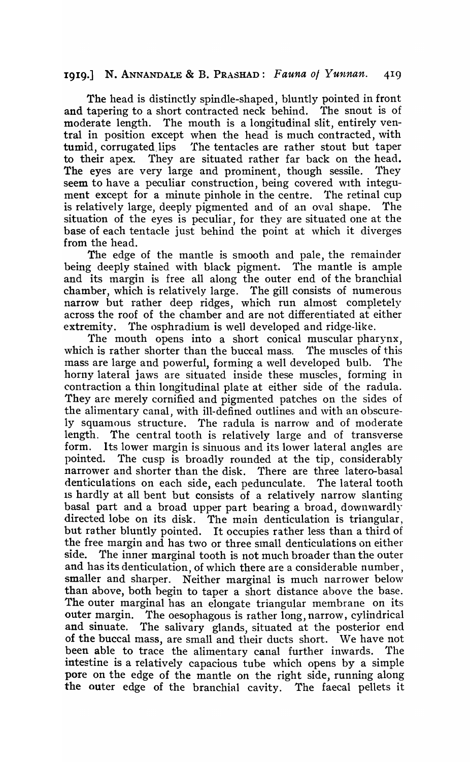The head is distinctly spindle-shaped, bluntly pointed in front and tapering to a short contracted neck behind. The snout is of moderate length. The mouth is a longitudinal slit, entirely ventral in position except when the head is much contracted, with tumid, corrugated lips The tentacles are rather stout but taper to their apex. They are situated rather far back on the head. The eyes are very large and prominent, though sessile. They seem to have a peculiar construction, being covered with integument except for a minute pinhole in the centre. The retinal cup is relatively large, deeply pigmented and of an oval shape. The situation of the eyes is peculiar, for they are situated one at the base of each tentacle just behind the point at which it diverges from the head.

The edge of the mantle is smooth and pale, the remainder being deeply stained with black pigment. The mantle is ample and its margin is free all along the outer end of the branchial chamber, which is relatively large. The gill consists of numerous narrow but rather deep ridges, which run almost completely across the roof of the chamber and are not differentiated at either extremity. The osphradium is well developed and ridge-like.

The mouth opens into a short conical muscular pharynx, which is rather shorter than the buccal mass. The muscles of this mass are large and powerful, forming a well developed bulb. The horny lateral jaws are situated inside these muscles, forming in contraction a thin longitudinal plate at either side of the radula. They are merely cornified and pigmented patches on the sides of the alimentary canal, with ill-defined outlines and with an obscurely squamous structure. The radula is narrow and of moderate length. The central tooth is relatively large and of transverse form. Its lower margin is sinuous and its lower lateral angles are pointed. The cusp is broadly rounded at the tip, considerably narrower and shorter than the disk. There are three latero-basal denticulations on each side, each pedunculate. The lateral tooth is hardly at all bent but consists of a relatively narrow slanting basal part and a broad upper part bearing a broad, downwardly directed lobe on its disk. The main denticulation is triangular, but rather bluntly pointed. It occupies rather less than a third of the free margin and has two or three small denticulations on either side. The inner marginal tooth is not much broader than the outer and has its denticulation, of which there are a considerable number, smaller and sharper. Neither marginal is much narrower below than above, both begin to taper a short distance above the base. The outer marginal has an elongate triangular membrane on its outer margin. The oesophagous is rather long, narrow, cylindrical and sinuate. The salivary glands, situated at the posterior end of the buccal mass, are small and their ducts short. We have not been able to trace the alimentary canal further inwards. The intestine is a relatively capacious tube which opens by a simple pore on the edge of the mantle on the right side, running along the outer edge of the branchial cavity. The faecal pellets it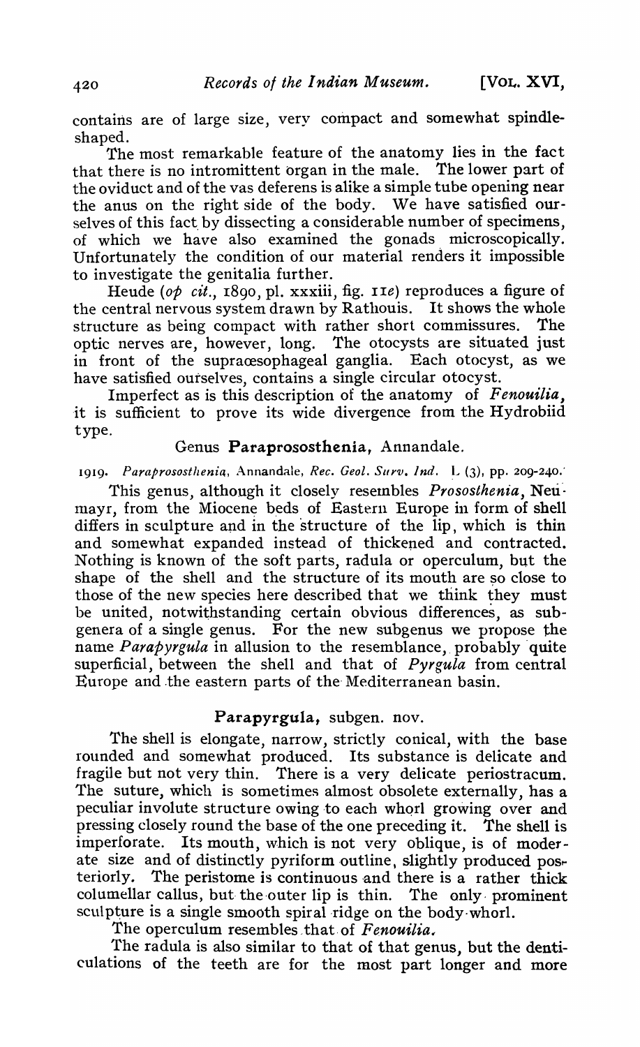contains are of large size, very compact and somewhat spindle-shaped.

The most remarkable feature of the anatomy lies in the fact that there is no intromittent organ in the male. The lower part of the oviduct and of the vas deferens is alike a simple tube opening near the anus on the right side of the body. We have satisfied ourselves of this fact by dissecting a considerable number of specimens, of which we have also examined the gonads microscopically. Unfortunately the condition of our material renders it impossible to investigate the genitalia further.

Heude (*op cit.*, 1890, pl. xxxiii, fig. 11*e*) reproduces a figure of the central nervous system drawn by Rathouis. It shows the whole structure as being compact with rather short commissures. The optic nerves are, however, long. The otocysts are situated just in front of the supraœsophageal ganglia. Each otocyst, as we have satisfied ourselves, contains a single circular otocyst.

Imperfect as is this description of the anatomy of *Fenouilia*, it is sufficient to prove its wide divergence from the Hydrobiid type.

## Genus **Paraprososthenia**, Annandale.

1919. *Paraprososthenia*, Annandale, *Rec. Geol. Surv. Ind.* L (3), pp. 209-240.

This genus, although it closely resembles *Prososthenia*, Neumayr, from the Miocene beds of Eastern Europe in form of shell differs in sculpture and in the structure of the lip, which is thin and somewhat expanded instead of thickened and contracted. Nothing is known of the soft parts, radula or operculum, but the shape of the shell and the structure of its mouth are so close to those of the new species here described that we think they must be united, notwithstanding certain obvious differences, as subgenera of a single genus. For the new subgenus we propose the name *Parapyrgula* in allusion to the resemblance, probably quite superficial, between the shell and that of *Pyrgula* from central Europe and the eastern parts of the Mediterranean basin.

### **Parapyrgula**, subgen. nov.

The shell is elongate, narrow, strictly conical, with the base rounded and somewhat produced. Its substance is delicate and fragile but not very thin. There is a very delicate periostracum. The suture, which is sometimes almost obsolete externally, has a peculiar involute structure owing to each whorl growing over and pressing closely round the base of the one preceding it. The shell is imperforate. Its mouth, which is not very oblique, is of moderate size and of distinctly pyriform outline, slightly produced posteriorly. The peristome is continuous and there is a rather thick columellar callus, but the outer lip is thin. The only prominent sculpture is a single smooth spiral ridge on the body-whorl.

The operculum resembles that of *Fenouilia*.

The radula is also similar to that of that genus, but the denticulations of the teeth are for the most part longer and more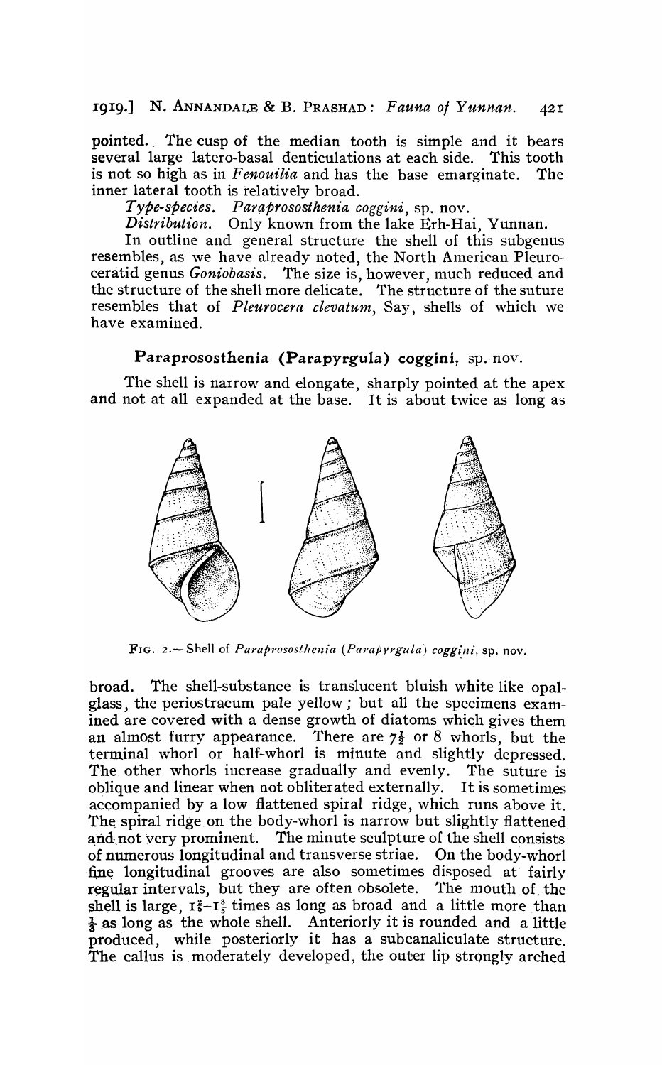pointed. The cusp of the median tooth is simple and it bears several large latero-basal denticulations at each side. This tooth is not so high as in *Fenouilia* and has the base emarginate. The inner lateral tooth is relatively broad.

*Type-species. Paraprososthenia coggini*, sp. nov.

*Distribution.* Only known from the lake Erh-Hai, Yunnan.

In outline and general structure the shell of this subgenus resembles, as we have already noted, the North American Pleuroceratid genus *Goniobasis.* The size is, however, much reduced and the structure of the shell more delicate. The structure of the suture resembles that of *Pleurocera clevatum*, Say, shells of which we have examined.

### Paraprososthenia (Parapyrgula) coggini, sp. nov.

The shell is narrow and elongate, sharply pointed at the apex and not at all expanded at the base. It is about twice as long as broad. The shell-substance is translucent bluish white like opal-glass, the periostracum pale yellow; but all the specimens examined are covered with a dense growth of diatoms which gives them an almost furry appearance. There are $7\frac{1}{2}$ or 8 whorls, but the terminal whorl or half-whorl is minute and slightly depressed. The other whorls increase gradually and evenly. The suture is oblique and linear when not obliterated externally. It is sometimes accompanied by a low flattened spiral ridge, which runs above it. The spiral ridge on the body-whorl is narrow but slightly flattened and not very prominent. The minute sculpture of the shell consists of numerous longitudinal and transverse striae. On the body-whorl fine longitudinal grooves are also sometimes disposed at fairly regular intervals, but they are often obsolete. The mouth of the shell is large, $1\frac{2}{3}$–$1\frac{3}{5}$ times as long as broad and a little more than $\frac{1}{3}$ as long as the whole shell. Anteriorly it is rounded and a little produced, while posteriorly it has a subcanaliculate structure. The callus is moderately developed, the outer lip strongly arched

FIG. 2.—Shell of *Paraprososthenia (Parapyrgula) coggini*, sp. nov.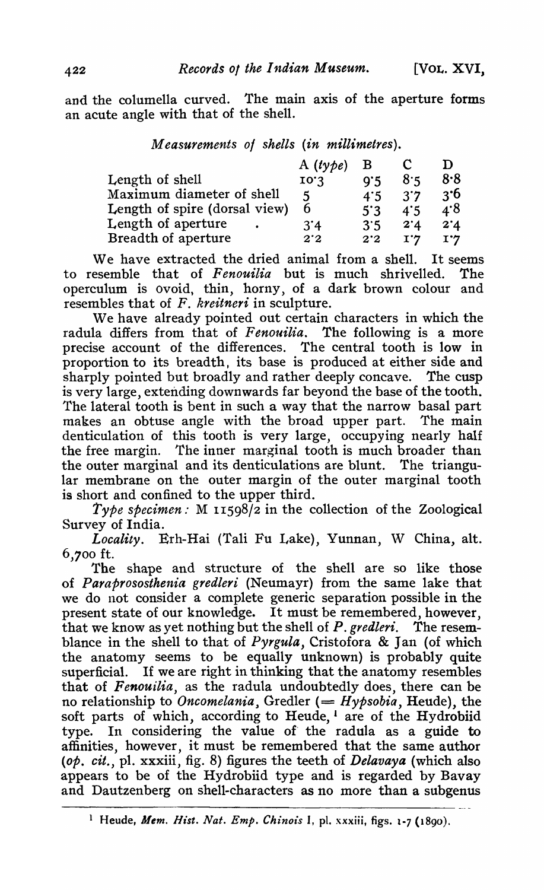and the columella curved. The main axis of the aperture forms an acute angle with that of the shell.

*Measurements of shells (in millimetres).*

| | A (*type*) | B | C | D |
|---|---|---|---|---|
| Length of shell | 10·3 | 9·5 | 8·5 | 8·8 |
| Maximum diameter of shell | 5 | 4·5 | 3·7 | 3·6 |
| Length of spire (dorsal view) | 6 | 5·3 | 4·5 | 4·8 |
| Length of aperture | 3·4 | 3·5 | 2·4 | 2·4 |
| Breadth of aperture | 2·2 | 2·2 | 1·7 | 1·7 |

We have extracted the dried animal from a shell. It seems to resemble that of *Fenouilia* but is much shrivelled. The operculum is ovoid, thin, horny, of a dark brown colour and resembles that of *F. kreitneri* in sculpture.

We have already pointed out certain characters in which the radula differs from that of *Fenouilia*. The following is a more precise account of the differences. The central tooth is low in proportion to its breadth, its base is produced at either side and sharply pointed but broadly and rather deeply concave. The cusp is very large, extending downwards far beyond the base of the tooth. The lateral tooth is bent in such a way that the narrow basal part makes an obtuse angle with the broad upper part. The main denticulation of this tooth is very large, occupying nearly half the free margin. The inner marginal tooth is much broader than the outer marginal and its denticulations are blunt. The triangular membrane on the outer margin of the outer marginal tooth is short and confined to the upper third.

*Type specimen:* M 11598/2 in the collection of the Zoological Survey of India.

*Locality.* Erh-Hai (Tali Fu Lake), Yunnan, W China, alt. 6,700 ft.

The shape and structure of the shell are so like those of *Paraprososthenia gredleri* (Neumayr) from the same lake that we do not consider a complete generic separation possible in the present state of our knowledge. It must be remembered, however, that we know as yet nothing but the shell of *P. gredleri*. The resemblance in the shell to that of *Pyrgula*, Cristofora & Jan (of which the anatomy seems to be equally unknown) is probably quite superficial. If we are right in thinking that the anatomy resembles that of *Fenouilia*, as the radula undoubtedly does, there can be no relationship to *Oncomelania*, Gredler (= *Hypsobia*, Heude), the soft parts of which, according to Heude,[1] are of the Hydrobiid type. In considering the value of the radula as a guide to affinities, however, it must be remembered that the same author (*op. cit.*, pl. xxxiii, fig. 8) figures the teeth of *Delavaya* (which also appears to be of the Hydrobiid type and is regarded by Bavay and Dautzenberg on shell-characters as no more than a subgenus

[1] Heude, *Mem. Hist. Nat. Emp. Chinois* I, pl. xxxiii, figs. 1-7 (1890).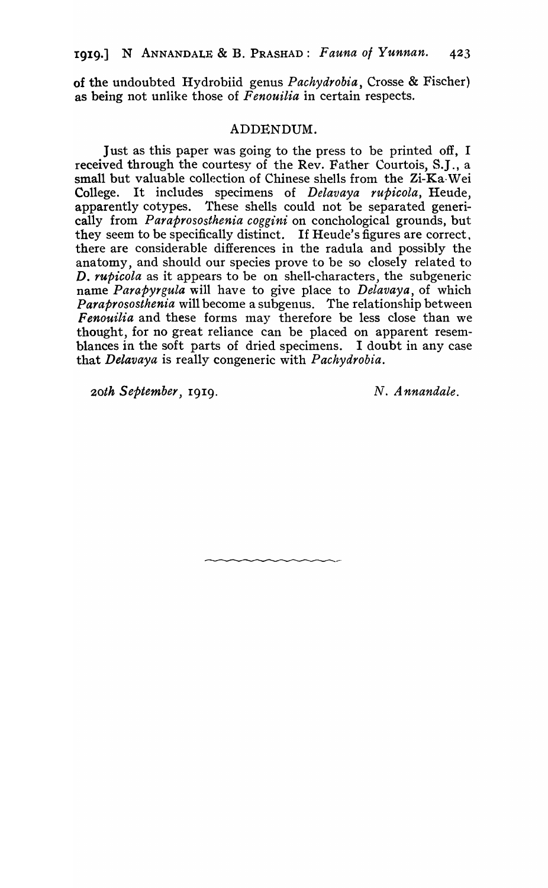of the undoubted Hydrobiid genus *Pachydrobia*, Crosse & Fischer) as being not unlike those of *Fenouilia* in certain respects.

## ADDENDUM.

Just as this paper was going to the press to be printed off, I received through the courtesy of the Rev. Father Courtois, S.J., a small but valuable collection of Chinese shells from the Zi-Ka-Wei College. It includes specimens of *Delavaya rupicola*, Heude, apparently cotypes. These shells could not be separated generically from *Paraprososthenia coggini* on conchological grounds, but they seem to be specifically distinct. If Heude's figures are correct, there are considerable differences in the radula and possibly the anatomy, and should our species prove to be so closely related to *D. rupicola* as it appears to be on shell-characters, the subgeneric name *Parapyrgula* will have to give place to *Delavaya*, of which *Paraprososthenia* will become a subgenus. The relationship between *Fenouilia* and these forms may therefore be less close than we thought, for no great reliance can be placed on apparent resemblances in the soft parts of dried specimens. I doubt in any case that *Delavaya* is really congeneric with *Pachydrobia*.

*20th September*, 1919. *N. Annandale.*